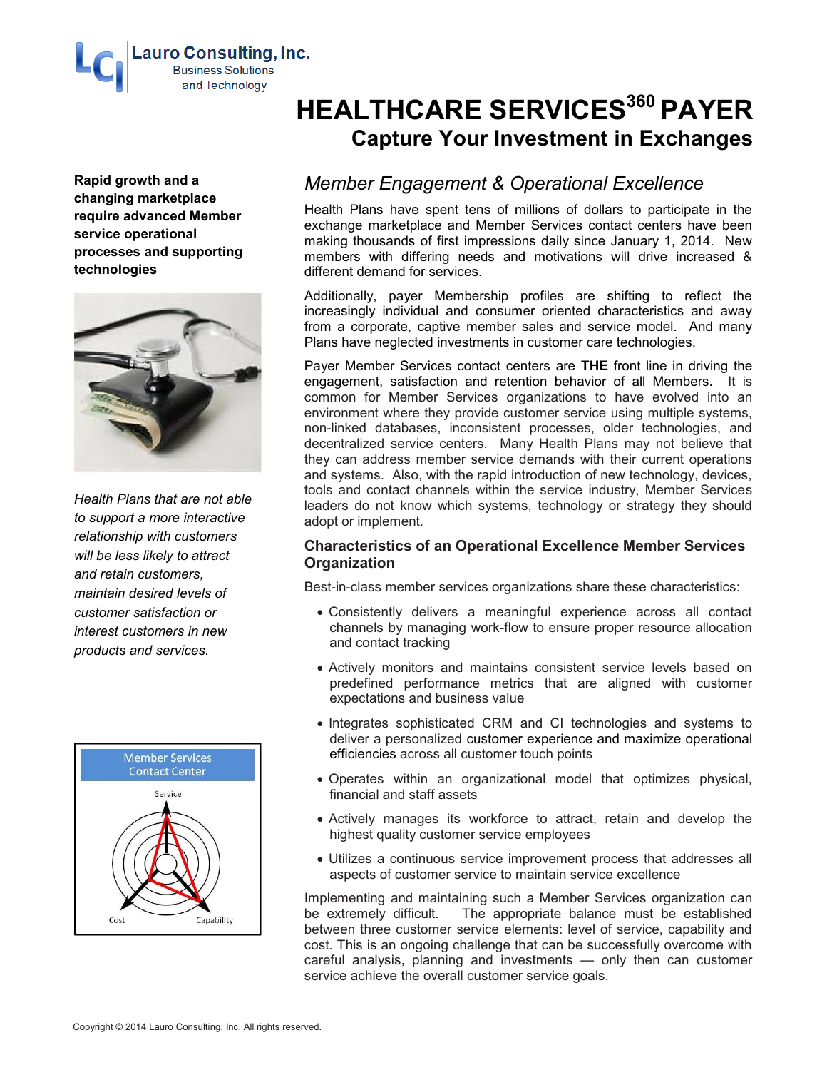Lauro Consulting, Inc.
Business Solutions
and Technology

# HEALTHCARE SERVICES360 PAYER

## Capture Your Investment in Exchanges

**Rapid growth and a changing marketplace require advanced Member service operational processes and supporting technologies**

*Health Plans that are not able to support a more interactive relationship with customers will be less likely to attract and retain customers, maintain desired levels of customer satisfaction or interest customers in new products and services.*

Member Services Contact Center

Service

Cost

Capability

## *Member Engagement & Operational Excellence*

Health Plans have spent tens of millions of dollars to participate in the exchange marketplace and Member Services contact centers have been making thousands of first impressions daily since January 1, 2014. New members with differing needs and motivations will drive increased & different demand for services.

Additionally, payer Membership profiles are shifting to reflect the increasingly individual and consumer oriented characteristics and away from a corporate, captive member sales and service model. And many Plans have neglected investments in customer care technologies.

Payer Member Services contact centers are **THE** front line in driving the engagement, satisfaction and retention behavior of all Members. It is common for Member Services organizations to have evolved into an environment where they provide customer service using multiple systems, non-linked databases, inconsistent processes, older technologies, and decentralized service centers. Many Health Plans may not believe that they can address member service demands with their current operations and systems. Also, with the rapid introduction of new technology, devices, tools and contact channels within the service industry, Member Services leaders do not know which systems, technology or strategy they should adopt or implement.

### Characteristics of an Operational Excellence Member Services Organization

Best-in-class member services organizations share these characteristics:

- Consistently delivers a meaningful experience across all contact channels by managing work-flow to ensure proper resource allocation and contact tracking
- Actively monitors and maintains consistent service levels based on predefined performance metrics that are aligned with customer expectations and business value
- Integrates sophisticated CRM and CI technologies and systems to deliver a personalized customer experience and maximize operational efficiencies across all customer touch points
- Operates within an organizational model that optimizes physical, financial and staff assets
- Actively manages its workforce to attract, retain and develop the highest quality customer service employees
- Utilizes a continuous service improvement process that addresses all aspects of customer service to maintain service excellence

Implementing and maintaining such a Member Services organization can be extremely difficult. The appropriate balance must be established between three customer service elements: level of service, capability and cost. This is an ongoing challenge that can be successfully overcome with careful analysis, planning and investments — only then can customer service achieve the overall customer service goals.

Copyright © 2014 Lauro Consulting, Inc. All rights reserved.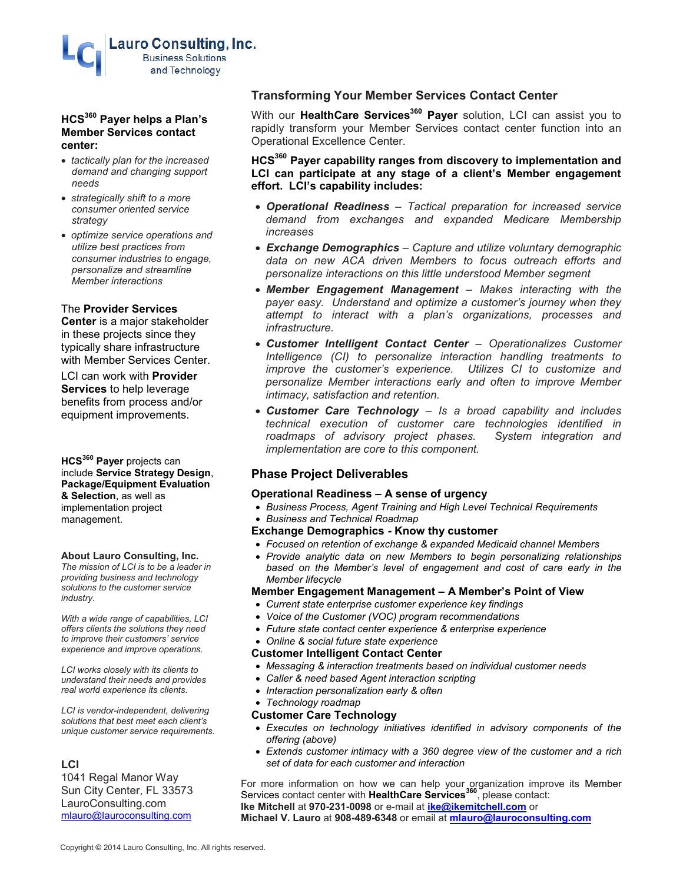**Lauro Consulting, Inc.**
Business Solutions and Technology

**HCS$^{360}$ Payer helps a Plan's Member Services contact center:**

- *tactically plan for the increased demand and changing support needs*
- *strategically shift to a more consumer oriented service strategy*
- *optimize service operations and utilize best practices from consumer industries to engage, personalize and streamline Member interactions*

The **Provider Services Center** is a major stakeholder in these projects since they typically share infrastructure with Member Services Center.

LCI can work with **Provider Services** to help leverage benefits from process and/or equipment improvements.

**HCS$^{360}$ Payer** projects can include **Service Strategy Design**, **Package/Equipment Evaluation & Selection**, as well as implementation project management.

**About Lauro Consulting, Inc.**

*The mission of LCI is to be a leader in providing business and technology solutions to the customer service industry.*

*With a wide range of capabilities, LCI offers clients the solutions they need to improve their customers' service experience and improve operations.*

*LCI works closely with its clients to understand their needs and provides real world experience its clients.*

*LCI is vendor-independent, delivering solutions that best meet each client's unique customer service requirements.*

**LCI**
1041 Regal Manor Way
Sun City Center, FL 33573
LauroConsulting.com
mlauro@lauroconsulting.com

## Transforming Your Member Services Contact Center

With our **HealthCare Services$^{360}$ Payer** solution, LCI can assist you to rapidly transform your Member Services contact center function into an Operational Excellence Center.

**HCS$^{360}$ Payer capability ranges from discovery to implementation and LCI can participate at any stage of a client's Member engagement effort. LCI's capability includes:**

- ***Operational Readiness*** *– Tactical preparation for increased service demand from exchanges and expanded Medicare Membership increases*
- ***Exchange Demographics*** *– Capture and utilize voluntary demographic data on new ACA driven Members to focus outreach efforts and personalize interactions on this little understood Member segment*
- ***Member Engagement Management*** *– Makes interacting with the payer easy. Understand and optimize a customer's journey when they attempt to interact with a plan's organizations, processes and infrastructure.*
- ***Customer Intelligent Contact Center*** *– Operationalizes Customer Intelligence (CI) to personalize interaction handling treatments to improve the customer's experience. Utilizes CI to customize and personalize Member interactions early and often to improve Member intimacy, satisfaction and retention.*
- ***Customer Care Technology*** *– Is a broad capability and includes technical execution of customer care technologies identified in roadmaps of advisory project phases. System integration and implementation are core to this component.*

## Phase Project Deliverables

### Operational Readiness – A sense of urgency

- *Business Process, Agent Training and High Level Technical Requirements*
- *Business and Technical Roadmap*

### Exchange Demographics - Know thy customer

- *Focused on retention of exchange & expanded Medicaid channel Members*
- *Provide analytic data on new Members to begin personalizing relationships based on the Member's level of engagement and cost of care early in the Member lifecycle*

### Member Engagement Management – A Member's Point of View

- *Current state enterprise customer experience key findings*
- *Voice of the Customer (VOC) program recommendations*
- *Future state contact center experience & enterprise experience*
- *Online & social future state experience*

### Customer Intelligent Contact Center

- *Messaging & interaction treatments based on individual customer needs*
- *Caller & need based Agent interaction scripting*
- *Interaction personalization early & often*
- *Technology roadmap*

### Customer Care Technology

- *Executes on technology initiatives identified in advisory components of the offering (above)*
- *Extends customer intimacy with a 360 degree view of the customer and a rich set of data for each customer and interaction*

For more information on how we can help your organization improve its Member Services contact center with **HealthCare Services$^{360}$**, please contact:
**Ike Mitchell** at **970-231-0098** or e-mail at **ike@ikemitchell.com** or
**Michael V. Lauro** at **908-489-6348** or email at **mlauro@lauroconsulting.com**

Copyright © 2014 Lauro Consulting, Inc. All rights reserved.